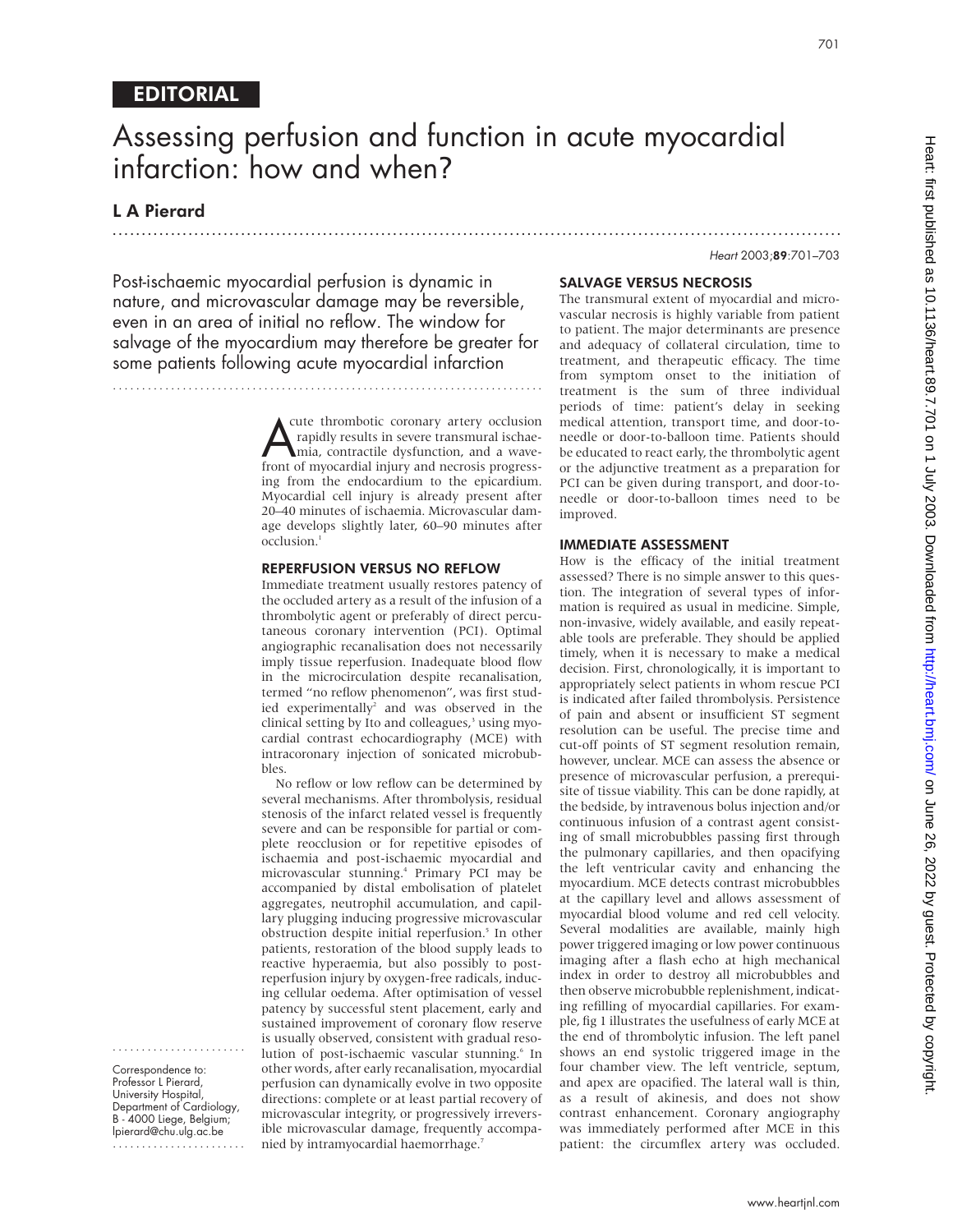# EDITORIAL

# Assessing perfusion and function in acute myocardial infarction: how and when?

## L A Pierard

Post-ischaemic myocardial perfusion is dynamic in nature, and microvascular damage may be reversible, even in an area of initial no reflow. The window for salvage of the myocardium may therefore be greater for some patients following acute myocardial infarction

Acute thrombotic coronary artery occlusion rapidly results in severe transmural ischaemia, contractile dysfunction, and a wavefront of myocardial injury and necrosis progressing from the endocardium to the epicardium. Myocardial cell injury is already present after 20–40 minutes of ischaemia. Microvascular damage develops slightly later, 60–90 minutes after occlusion.[1]

### REPERFUSION VERSUS NO REFLOW

Immediate treatment usually restores patency of the occluded artery as a result of the infusion of a thrombolytic agent or preferably of direct percutaneous coronary intervention (PCI). Optimal angiographic recanalisation does not necessarily imply tissue reperfusion. Inadequate blood flow in the microcirculation despite recanalisation, termed "no reflow phenomenon", was first studied experimentally[2] and was observed in the clinical setting by Ito and colleagues,[3] using myocardial contrast echocardiography (MCE) with intracoronary injection of sonicated microbubbles.

No reflow or low reflow can be determined by several mechanisms. After thrombolysis, residual stenosis of the infarct related vessel is frequently severe and can be responsible for partial or complete reocclusion or for repetitive episodes of ischaemia and post-ischaemic myocardial and microvascular stunning.[4] Primary PCI may be accompanied by distal embolisation of platelet aggregates, neutrophil accumulation, and capillary plugging inducing progressive microvascular obstruction despite initial reperfusion.[5] In other patients, restoration of the blood supply leads to reactive hyperaemia, but also possibly to post-reperfusion injury by oxygen-free radicals, inducing cellular oedema. After optimisation of vessel patency by successful stent placement, early and sustained improvement of coronary flow reserve is usually observed, consistent with gradual resolution of post-ischaemic vascular stunning.[6] In other words, after early recanalisation, myocardial perfusion can dynamically evolve in two opposite directions: complete or at least partial recovery of microvascular integrity, or progressively irreversible microvascular damage, frequently accompanied by intramyocardial haemorrhage.[7]

Correspondence to: Professor L Pierard, University Hospital, Department of Cardiology, B - 4000 Liege, Belgium; lpierard@chu.ulg.ac.be

### SALVAGE VERSUS NECROSIS

The transmural extent of myocardial and microvascular necrosis is highly variable from patient to patient. The major determinants are presence and adequacy of collateral circulation, time to treatment, and therapeutic efficacy. The time from symptom onset to the initiation of treatment is the sum of three individual periods of time: patient's delay in seeking medical attention, transport time, and door-to-needle or door-to-balloon time. Patients should be educated to react early, the thrombolytic agent or the adjunctive treatment as a preparation for PCI can be given during transport, and door-to-needle or door-to-balloon times need to be improved.

### IMMEDIATE ASSESSMENT

How is the efficacy of the initial treatment assessed? There is no simple answer to this question. The integration of several types of information is required as usual in medicine. Simple, non-invasive, widely available, and easily repeatable tools are preferable. They should be applied timely, when it is necessary to make a medical decision. First, chronologically, it is important to appropriately select patients in whom rescue PCI is indicated after failed thrombolysis. Persistence of pain and absent or insufficient ST segment resolution can be useful. The precise time and cut-off points of ST segment resolution remain, however, unclear. MCE can assess the absence or presence of microvascular perfusion, a prerequisite of tissue viability. This can be done rapidly, at the bedside, by intravenous bolus injection and/or continuous infusion of a contrast agent consisting of small microbubbles passing first through the pulmonary capillaries, and then opacifying the left ventricular cavity and enhancing the myocardium. MCE detects contrast microbubbles at the capillary level and allows assessment of myocardial blood volume and red cell velocity. Several modalities are available, mainly high power triggered imaging or low power continuous imaging after a flash echo at high mechanical index in order to destroy all microbubbles and then observe microbubble replenishment, indicating refilling of myocardial capillaries. For example, fig 1 illustrates the usefulness of early MCE at the end of thrombolytic infusion. The left panel shows an end systolic triggered image in the four chamber view. The left ventricle, septum, and apex are opacified. The lateral wall is thin, as a result of akinesis, and does not show contrast enhancement. Coronary angiography was immediately performed after MCE in this patient: the circumflex artery was occluded.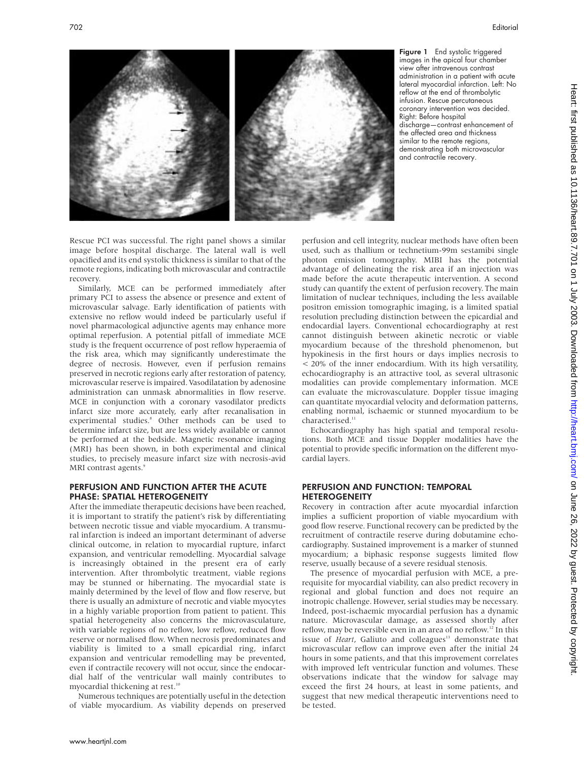Figure 1 End systolic triggered images in the apical four chamber view after intravenous contrast administration in a patient with acute lateral myocardial infarction. Left: No reflow at the end of thrombolytic infusion. Rescue percutaneous coronary intervention was decided. Right: Before hospital discharge—contrast enhancement of the affected area and thickness similar to the remote regions, demonstrating both microvascular and contractile recovery.

Rescue PCI was successful. The right panel shows a similar image before hospital discharge. The lateral wall is well opacified and its end systolic thickness is similar to that of the remote regions, indicating both microvascular and contractile recovery.

Similarly, MCE can be performed immediately after primary PCI to assess the absence or presence and extent of microvascular salvage. Early identification of patients with extensive no reflow would indeed be particularly useful if novel pharmacological adjunctive agents may enhance more optimal reperfusion. A potential pitfall of immediate MCE study is the frequent occurrence of post reflow hyperaemia of the risk area, which may significantly underestimate the degree of necrosis. However, even if perfusion remains preserved in necrotic regions early after restoration of patency, microvascular reserve is impaired. Vasodilatation by adenosine administration can unmask abnormalities in flow reserve. MCE in conjunction with a coronary vasodilator predicts infarct size more accurately, early after recanalisation in experimental studies.[8] Other methods can be used to determine infarct size, but are less widely available or cannot be performed at the bedside. Magnetic resonance imaging (MRI) has been shown, in both experimental and clinical studies, to precisely measure infarct size with necrosis-avid MRI contrast agents.[9]

## PERFUSION AND FUNCTION AFTER THE ACUTE PHASE: SPATIAL HETEROGENEITY

After the immediate therapeutic decisions have been reached, it is important to stratify the patient's risk by differentiating between necrotic tissue and viable myocardium. A transmural infarction is indeed an important determinant of adverse clinical outcome, in relation to myocardial rupture, infarct expansion, and ventricular remodelling. Myocardial salvage is increasingly obtained in the present era of early intervention. After thrombolytic treatment, viable regions may be stunned or hibernating. The myocardial state is mainly determined by the level of flow and flow reserve, but there is usually an admixture of necrotic and viable myocytes in a highly variable proportion from patient to patient. This spatial heterogeneity also concerns the microvasculature, with variable regions of no reflow, low reflow, reduced flow reserve or normalised flow. When necrosis predominates and viability is limited to a small epicardial ring, infarct expansion and ventricular remodelling may be prevented, even if contractile recovery will not occur, since the endocardial half of the ventricular wall mainly contributes to myocardial thickening at rest.[10]

Numerous techniques are potentially useful in the detection of viable myocardium. As viability depends on preserved perfusion and cell integrity, nuclear methods have often been used, such as thallium or technetium-99m sestamibi single photon emission tomography. MIBI has the potential advantage of delineating the risk area if an injection was made before the acute therapeutic intervention. A second study can quantify the extent of perfusion recovery. The main limitation of nuclear techniques, including the less available positron emission tomographic imaging, is a limited spatial resolution precluding distinction between the epicardial and endocardial layers. Conventional echocardiography at rest cannot distinguish between akinetic necrotic or viable myocardium because of the threshold phenomenon, but hypokinesis in the first hours or days implies necrosis to $< 20\%$ of the inner endocardium. With its high versatility, echocardiography is an attractive tool, as several ultrasonic modalities can provide complementary information. MCE can evaluate the microvasculature. Doppler tissue imaging can quantitate myocardial velocity and deformation patterns, enabling normal, ischaemic or stunned myocardium to be characterised.[11]

Echocardiography has high spatial and temporal resolutions. Both MCE and tissue Doppler modalities have the potential to provide specific information on the different myocardial layers.

## PERFUSION AND FUNCTION: TEMPORAL HETEROGENEITY

Recovery in contraction after acute myocardial infarction implies a sufficient proportion of viable myocardium with good flow reserve. Functional recovery can be predicted by the recruitment of contractile reserve during dobutamine echocardiography. Sustained improvement is a marker of stunned myocardium; a biphasic response suggests limited flow reserve, usually because of a severe residual stenosis.

The presence of myocardial perfusion with MCE, a prerequisite for myocardial viability, can also predict recovery in regional and global function and does not require an inotropic challenge. However, serial studies may be necessary. Indeed, post-ischaemic myocardial perfusion has a dynamic nature. Microvascular damage, as assessed shortly after reflow, may be reversible even in an area of no reflow.[12] In this issue of *Heart*, Galiuto and colleagues[13] demonstrate that microvascular reflow can improve even after the initial 24 hours in some patients, and that this improvement correlates with improved left ventricular function and volumes. These observations indicate that the window for salvage may exceed the first 24 hours, at least in some patients, and suggest that new medical therapeutic interventions need to be tested.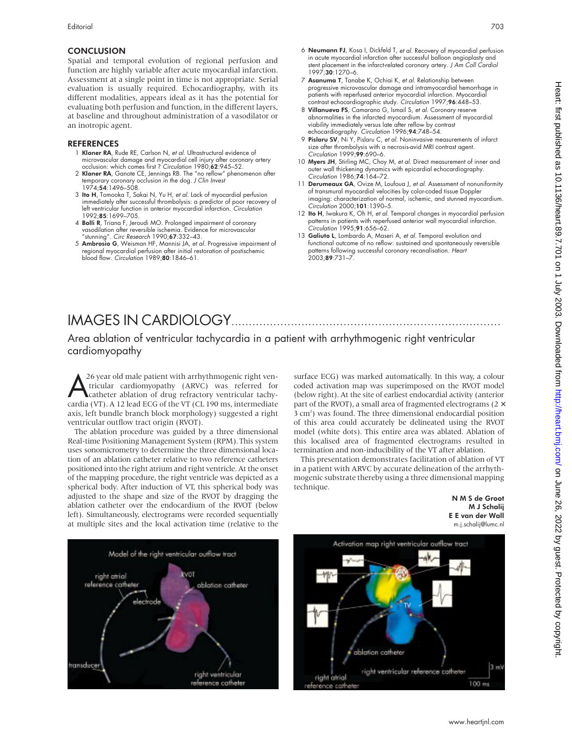## CONCLUSION

Spatial and temporal evolution of regional perfusion and function are highly variable after acute myocardial infarction. Assessment at a single point in time is not appropriate. Serial evaluation is usually required. Echocardiography, with its different modalities, appears ideal as it has the potential for evaluating both perfusion and function, in the different layers, at baseline and throughout administration of a vasodilator or an inotropic agent.

## REFERENCES

1. **Kloner RA**, Rude RE, Carlson N, *et al.* Ultrastructural evidence of microvascular damage and myocardial cell injury after coronary artery occlusion: which comes first ? *Circulation* 1980;**62**:945–52.
2. **Kloner RA**, Ganote CE, Jennings RB. The "no reflow" phenomenon after temporary coronary occlusion in the dog. *J Clin Invest* 1974;**54**:1496–508.
3. **Ito H**, Tomooka T, Sakai N, Yu H, *et al.* Lack of myocardial perfusion immediately after successful thrombolysis: a predictor of poor recovery of left ventricular function in anterior myocardial infarction. *Circulation* 1992;**85**:1699–705.
4. **Bolli R**, Triana F, Jeroudi MO. Prolonged impairment of coronary vasodilation after reversible ischemia. Evidence for microvascular "stunning". *Circ Research* 1990;**67**:332–43.
5. **Ambrosio G**, Weisman HF, Mannisi JA, *et al.* Progressive impairment of regional myocardial perfusion after initial restoration of postischemic blood flow. *Circulation* 1989;**80**:1846–61.
6. **Neumann FJ**, Kosa I, Dickfeld T, *et al.* Recovery of myocardial perfusion in acute myocardial infarction after successful balloon angioplasty and stent placement in the infarct-related coronary artery. *J Am Coll Cardiol* 1997;**30**:1270–6.
7. **Asanuma T**, Tanabe K, Ochiai K, *et al.* Relationship between progressive microvascular damage and intramyocardial hemorrhage in patients with reperfused anterior myocardial infarction. Myocardial contrast echocardiographic study. *Circulation* 1997;**96**:448–53.
8. **Villanueva FS**, Camarano G, Ismail S, *et al.* Coronary reserve abnormalities in the infarcted myocardium. Assessment of myocardial viability immediately versus late after reflow by contrast echocardiography. *Circulation* 1996;**94**:748–54.
9. **Pislaru SV**, Ni Y, Pislaru C, *et al.* Noninvasive measurements of infarct size after thrombolysis with a necrosis-avid MRI contrast agent. *Circulation* 1999;**99**:690–6.
10. **Myers JH**, Stirling MC, Choy M, *et al.* Direct measurement of inner and outer wall thickening dynamics with epicardial echocardiography. *Circulation* 1986;**74**:164–72.
11. **Derumeaux GA**, Ovize M, Loufoua J, *et al.* Assessment of nonuniformity of transmural myocardial velocities by color-coded tissue Doppler imaging: characterization of normal, ischemic, and stunned myocardium. *Circulation* 2000;**101**:1390–5.
12. **Ito H**, Iwakura K, Oh H, *et al.* Temporal changes in myocardial perfusion patterns in patients with reperfused anterior wall myocardial infarction. *Circulation* 1995;**91**:656–62.
13. **Galiuto L**, Lombardo A, Maseri A, *et al.* Temporal evolution and functional outcome of no reflow: sustained and spontaneously reversible patterns following successful coronary recanalisation. *Heart* 2003;**89**:731–7.

# IMAGES IN CARDIOLOGY

## Area ablation of ventricular tachycardia in a patient with arrhythmogenic right ventricular cardiomyopathy

A 26 year old male patient with arrhythmogenic right ventricular cardiomyopathy (ARVC) was referred for catheter ablation of drug refractory ventricular tachycardia (VT). A 12 lead ECG of the VT (CL 190 ms, intermediate axis, left bundle branch block morphology) suggested a right ventricular outflow tract origin (RVOT).

The ablation procedure was guided by a three dimensional Real-time Positioning Management System (RPM). This system uses sonomicrometry to determine the three dimensional location of an ablation catheter relative to two reference catheters positioned into the right atrium and right ventricle. At the onset of the mapping procedure, the right ventricle was depicted as a spherical body. After induction of VT, this spherical body was adjusted to the shape and size of the RVOT by dragging the ablation catheter over the endocardium of the RVOT (below left). Simultaneously, electrograms were recorded sequentially at multiple sites and the local activation time (relative to the surface ECG) was marked automatically. In this way, a colour coded activation map was superimposed on the RVOT model (below right). At the site of earliest endocardial activity (anterior part of the RVOT), a small area of fragmented electrograms (2 × 3 cm$^2$) was found. The three dimensional endocardial position of this area could accurately be delineated using the RVOT model (white dots). This entire area was ablated. Ablation of this localised area of fragmented electrograms resulted in termination and non-inducibility of the VT after ablation.

This presentation demonstrates facilitation of ablation of VT in a patient with ARVC by accurate delineation of the arrhythmogenic substrate thereby using a three dimensional mapping technique.

**N M S de Groot**
**M J Schalij**
**E E van der Wall**
m.j.schalij@lumc.nl

Model of the right ventricular outflow tract
right atrial reference catheter
RVOT
ablation catheter
electrode
transducer
right ventricular reference catheter

Activation map right ventricular outflow tract
TV
ablation catheter
right ventricular reference catheter
right atrial reference catheter
3 mV
100 ms